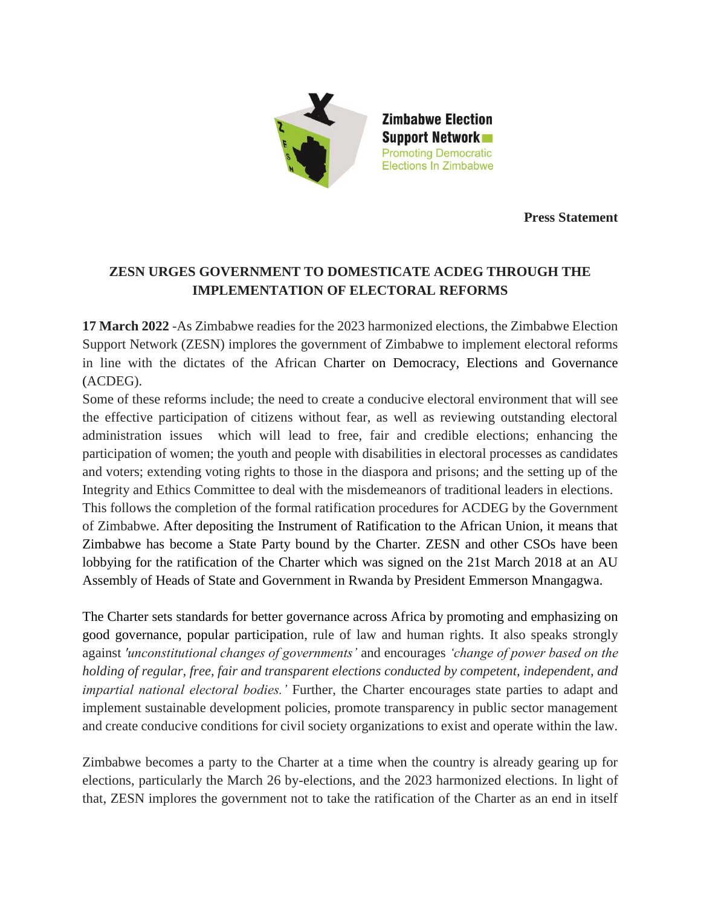Zimbabwe Election Support Network
Promoting Democratic Elections In Zimbabwe

**Press Statement**

## ZESN URGES GOVERNMENT TO DOMESTICATE ACDEG THROUGH THE IMPLEMENTATION OF ELECTORAL REFORMS

**17 March 2022** -As Zimbabwe readies for the 2023 harmonized elections, the Zimbabwe Election Support Network (ZESN) implores the government of Zimbabwe to implement electoral reforms in line with the dictates of the African Charter on Democracy, Elections and Governance (ACDEG).

Some of these reforms include; the need to create a conducive electoral environment that will see the effective participation of citizens without fear, as well as reviewing outstanding electoral administration issues which will lead to free, fair and credible elections; enhancing the participation of women; the youth and people with disabilities in electoral processes as candidates and voters; extending voting rights to those in the diaspora and prisons; and the setting up of the Integrity and Ethics Committee to deal with the misdemeanors of traditional leaders in elections.

This follows the completion of the formal ratification procedures for ACDEG by the Government of Zimbabwe. After depositing the Instrument of Ratification to the African Union, it means that Zimbabwe has become a State Party bound by the Charter. ZESN and other CSOs have been lobbying for the ratification of the Charter which was signed on the 21st March 2018 at an AU Assembly of Heads of State and Government in Rwanda by President Emmerson Mnangagwa.

The Charter sets standards for better governance across Africa by promoting and emphasizing on good governance, popular participation, rule of law and human rights. It also speaks strongly against *'unconstitutional changes of governments'* and encourages *'change of power based on the holding of regular, free, fair and transparent elections conducted by competent, independent, and impartial national electoral bodies.'* Further, the Charter encourages state parties to adapt and implement sustainable development policies, promote transparency in public sector management and create conducive conditions for civil society organizations to exist and operate within the law.

Zimbabwe becomes a party to the Charter at a time when the country is already gearing up for elections, particularly the March 26 by-elections, and the 2023 harmonized elections. In light of that, ZESN implores the government not to take the ratification of the Charter as an end in itself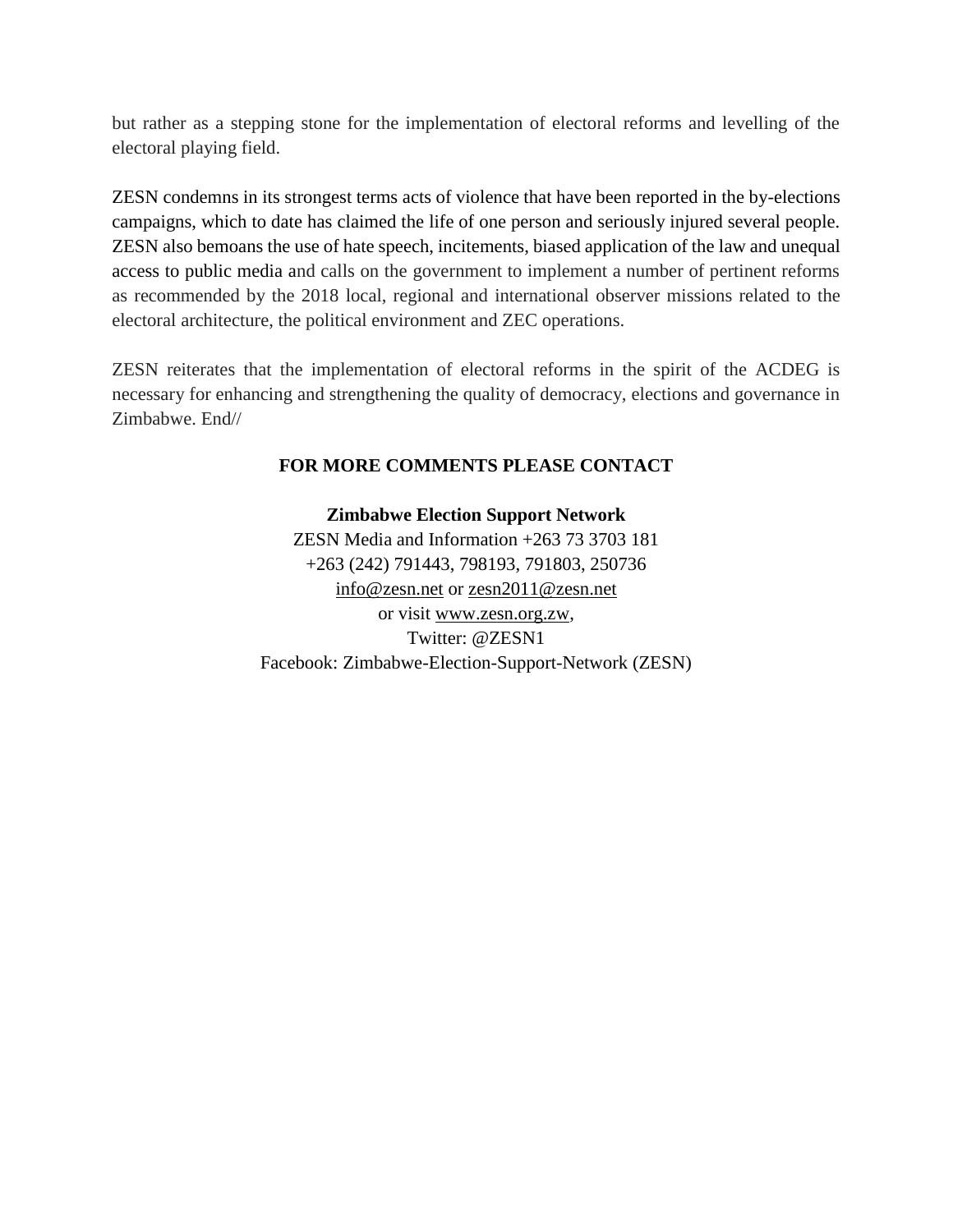but rather as a stepping stone for the implementation of electoral reforms and levelling of the electoral playing field.

ZESN condemns in its strongest terms acts of violence that have been reported in the by-elections campaigns, which to date has claimed the life of one person and seriously injured several people. ZESN also bemoans the use of hate speech, incitements, biased application of the law and unequal access to public media and calls on the government to implement a number of pertinent reforms as recommended by the 2018 local, regional and international observer missions related to the electoral architecture, the political environment and ZEC operations.

ZESN reiterates that the implementation of electoral reforms in the spirit of the ACDEG is necessary for enhancing and strengthening the quality of democracy, elections and governance in Zimbabwe. End//

**FOR MORE COMMENTS PLEASE CONTACT**

**Zimbabwe Election Support Network**

ZESN Media and Information +263 73 3703 181

+263 (242) 791443, 798193, 791803, 250736

info@zesn.net or zesn2011@zesn.net

or visit www.zesn.org.zw,

Twitter: @ZESN1

Facebook: Zimbabwe-Election-Support-Network (ZESN)